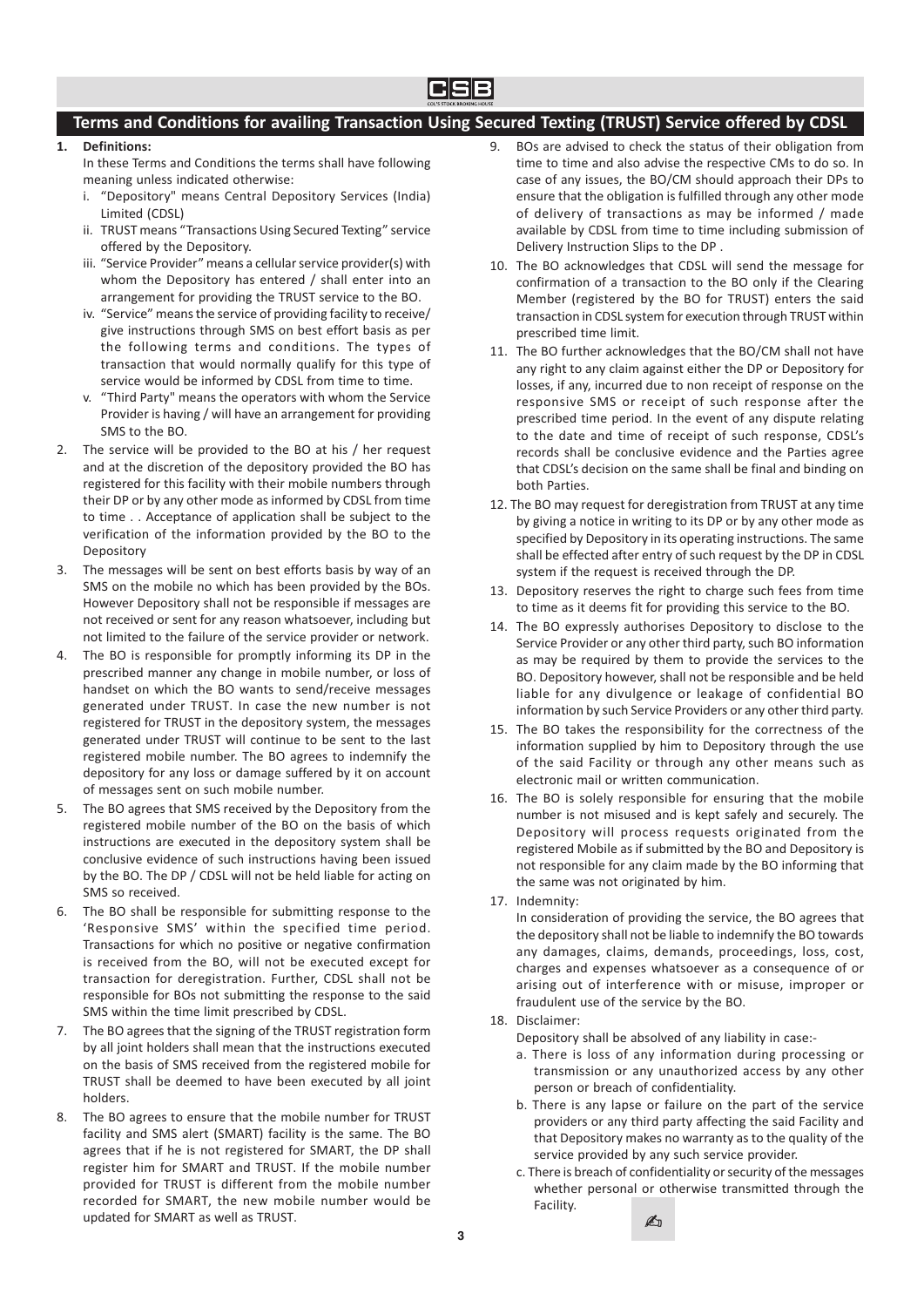## Terms and Conditions for availing Transaction Using Secured Texting (TRUST) Service offered by CDSL

1. **Definitions:**

   In these Terms and Conditions the terms shall have following meaning unless indicated otherwise:

   i. "Depository" means Central Depository Services (India) Limited (CDSL)

   ii. TRUST means "Transactions Using Secured Texting" service offered by the Depository.

   iii. "Service Provider" means a cellular service provider(s) with whom the Depository has entered / shall enter into an arrangement for providing the TRUST service to the BO.

   iv. "Service" means the service of providing facility to receive/ give instructions through SMS on best effort basis as per the following terms and conditions. The types of transaction that would normally qualify for this type of service would be informed by CDSL from time to time.

   v. "Third Party" means the operators with whom the Service Provider is having / will have an arrangement for providing SMS to the BO.

2. The service will be provided to the BO at his / her request and at the discretion of the depository provided the BO has registered for this facility with their mobile numbers through their DP or by any other mode as informed by CDSL from time to time . . Acceptance of application shall be subject to the verification of the information provided by the BO to the Depository

3. The messages will be sent on best efforts basis by way of an SMS on the mobile no which has been provided by the BOs. However Depository shall not be responsible if messages are not received or sent for any reason whatsoever, including but not limited to the failure of the service provider or network.

4. The BO is responsible for promptly informing its DP in the prescribed manner any change in mobile number, or loss of handset on which the BO wants to send/receive messages generated under TRUST. In case the new number is not registered for TRUST in the depository system, the messages generated under TRUST will continue to be sent to the last registered mobile number. The BO agrees to indemnify the depository for any loss or damage suffered by it on account of messages sent on such mobile number.

5. The BO agrees that SMS received by the Depository from the registered mobile number of the BO on the basis of which instructions are executed in the depository system shall be conclusive evidence of such instructions having been issued by the BO. The DP / CDSL will not be held liable for acting on SMS so received.

6. The BO shall be responsible for submitting response to the 'Responsive SMS' within the specified time period. Transactions for which no positive or negative confirmation is received from the BO, will not be executed except for transaction for deregistration. Further, CDSL shall not be responsible for BOs not submitting the response to the said SMS within the time limit prescribed by CDSL.

7. The BO agrees that the signing of the TRUST registration form by all joint holders shall mean that the instructions executed on the basis of SMS received from the registered mobile for TRUST shall be deemed to have been executed by all joint holders.

8. The BO agrees to ensure that the mobile number for TRUST facility and SMS alert (SMART) facility is the same. The BO agrees that if he is not registered for SMART, the DP shall register him for SMART and TRUST. If the mobile number provided for TRUST is different from the mobile number recorded for SMART, the new mobile number would be updated for SMART as well as TRUST.

9. BOs are advised to check the status of their obligation from time to time and also advise the respective CMs to do so. In case of any issues, the BO/CM should approach their DPs to ensure that the obligation is fulfilled through any other mode of delivery of transactions as may be informed / made available by CDSL from time to time including submission of Delivery Instruction Slips to the DP .

10. The BO acknowledges that CDSL will send the message for confirmation of a transaction to the BO only if the Clearing Member (registered by the BO for TRUST) enters the said transaction in CDSL system for execution through TRUST within prescribed time limit.

11. The BO further acknowledges that the BO/CM shall not have any right to any claim against either the DP or Depository for losses, if any, incurred due to non receipt of response on the responsive SMS or receipt of such response after the prescribed time period. In the event of any dispute relating to the date and time of receipt of such response, CDSL's records shall be conclusive evidence and the Parties agree that CDSL's decision on the same shall be final and binding on both Parties.

12. The BO may request for deregistration from TRUST at any time by giving a notice in writing to its DP or by any other mode as specified by Depository in its operating instructions. The same shall be effected after entry of such request by the DP in CDSL system if the request is received through the DP.

13. Depository reserves the right to charge such fees from time to time as it deems fit for providing this service to the BO.

14. The BO expressly authorises Depository to disclose to the Service Provider or any other third party, such BO information as may be required by them to provide the services to the BO. Depository however, shall not be responsible and be held liable for any divulgence or leakage of confidential BO information by such Service Providers or any other third party.

15. The BO takes the responsibility for the correctness of the information supplied by him to Depository through the use of the said Facility or through any other means such as electronic mail or written communication.

16. The BO is solely responsible for ensuring that the mobile number is not misused and is kept safely and securely. The Depository will process requests originated from the registered Mobile as if submitted by the BO and Depository is not responsible for any claim made by the BO informing that the same was not originated by him.

17. Indemnity:

    In consideration of providing the service, the BO agrees that the depository shall not be liable to indemnify the BO towards any damages, claims, demands, proceedings, loss, cost, charges and expenses whatsoever as a consequence of or arising out of interference with or misuse, improper or fraudulent use of the service by the BO.

18. Disclaimer:

    Depository shall be absolved of any liability in case:-

    a. There is loss of any information during processing or transmission or any unauthorized access by any other person or breach of confidentiality.

    b. There is any lapse or failure on the part of the service providers or any third party affecting the said Facility and that Depository makes no warranty as to the quality of the service provided by any such service provider.

    c. There is breach of confidentiality or security of the messages whether personal or otherwise transmitted through the Facility.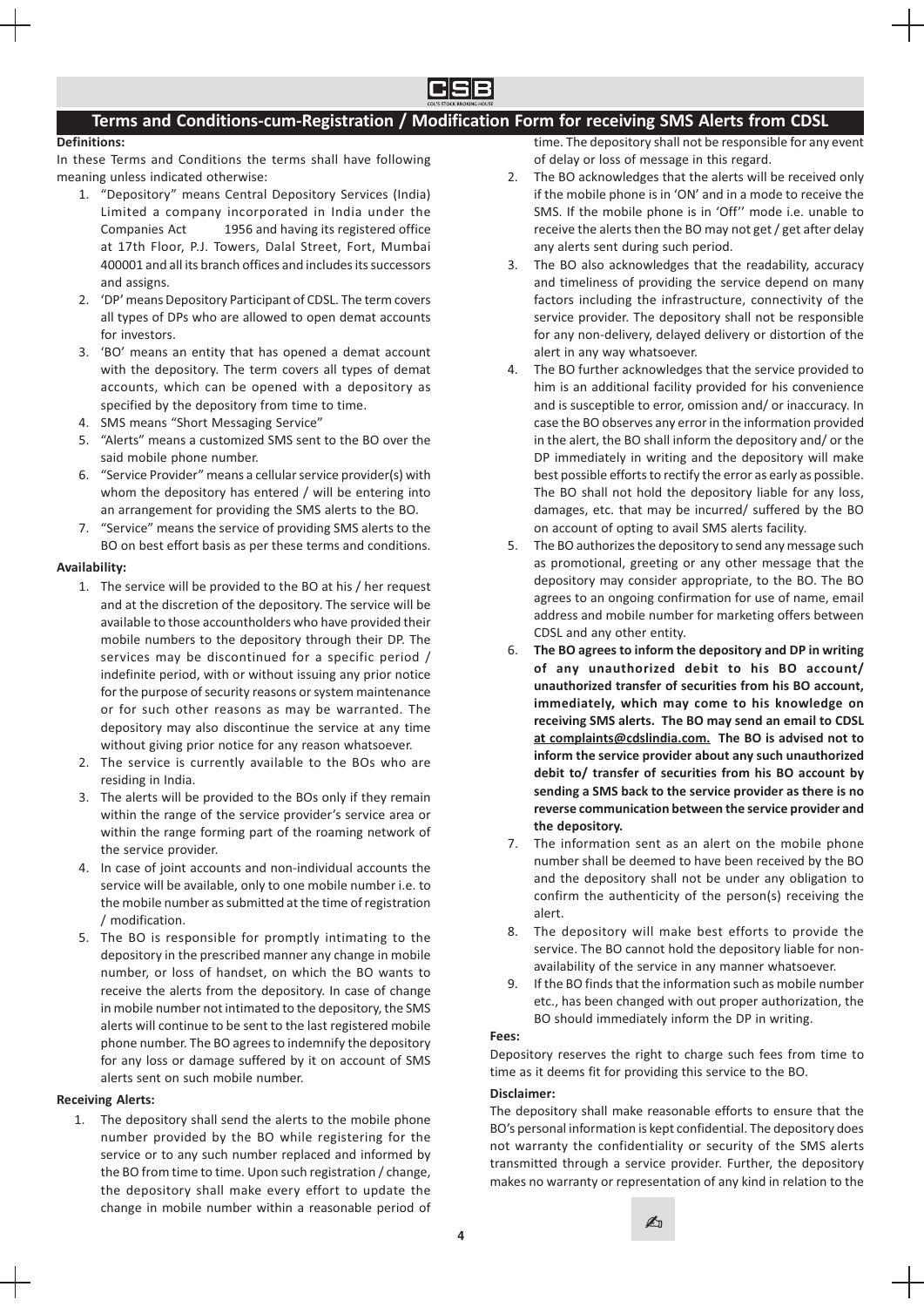## Terms and Conditions-cum-Registration / Modification Form for receiving SMS Alerts from CDSL

**Definitions:**

In these Terms and Conditions the terms shall have following meaning unless indicated otherwise:

1. "Depository" means Central Depository Services (India) Limited a company incorporated in India under the Companies Act 1956 and having its registered office at 17th Floor, P.J. Towers, Dalal Street, Fort, Mumbai 400001 and all its branch offices and includes its successors and assigns.
2. 'DP' means Depository Participant of CDSL. The term covers all types of DPs who are allowed to open demat accounts for investors.
3. 'BO' means an entity that has opened a demat account with the depository. The term covers all types of demat accounts, which can be opened with a depository as specified by the depository from time to time.
4. SMS means "Short Messaging Service"
5. "Alerts" means a customized SMS sent to the BO over the said mobile phone number.
6. "Service Provider" means a cellular service provider(s) with whom the depository has entered / will be entering into an arrangement for providing the SMS alerts to the BO.
7. "Service" means the service of providing SMS alerts to the BO on best effort basis as per these terms and conditions.

**Availability:**

1. The service will be provided to the BO at his / her request and at the discretion of the depository. The service will be available to those accountholders who have provided their mobile numbers to the depository through their DP. The services may be discontinued for a specific period / indefinite period, with or without issuing any prior notice for the purpose of security reasons or system maintenance or for such other reasons as may be warranted. The depository may also discontinue the service at any time without giving prior notice for any reason whatsoever.
2. The service is currently available to the BOs who are residing in India.
3. The alerts will be provided to the BOs only if they remain within the range of the service provider's service area or within the range forming part of the roaming network of the service provider.
4. In case of joint accounts and non-individual accounts the service will be available, only to one mobile number i.e. to the mobile number as submitted at the time of registration / modification.
5. The BO is responsible for promptly intimating to the depository in the prescribed manner any change in mobile number, or loss of handset, on which the BO wants to receive the alerts from the depository. In case of change in mobile number not intimated to the depository, the SMS alerts will continue to be sent to the last registered mobile phone number. The BO agrees to indemnify the depository for any loss or damage suffered by it on account of SMS alerts sent on such mobile number.

**Receiving Alerts:**

1. The depository shall send the alerts to the mobile phone number provided by the BO while registering for the service or to any such number replaced and informed by the BO from time to time. Upon such registration / change, the depository shall make every effort to update the change in mobile number within a reasonable period of time. The depository shall not be responsible for any event of delay or loss of message in this regard.
2. The BO acknowledges that the alerts will be received only if the mobile phone is in 'ON' and in a mode to receive the SMS. If the mobile phone is in 'Off'' mode i.e. unable to receive the alerts then the BO may not get / get after delay any alerts sent during such period.
3. The BO also acknowledges that the readability, accuracy and timeliness of providing the service depend on many factors including the infrastructure, connectivity of the service provider. The depository shall not be responsible for any non-delivery, delayed delivery or distortion of the alert in any way whatsoever.
4. The BO further acknowledges that the service provided to him is an additional facility provided for his convenience and is susceptible to error, omission and/ or inaccuracy. In case the BO observes any error in the information provided in the alert, the BO shall inform the depository and/ or the DP immediately in writing and the depository will make best possible efforts to rectify the error as early as possible. The BO shall not hold the depository liable for any loss, damages, etc. that may be incurred/ suffered by the BO on account of opting to avail SMS alerts facility.
5. The BO authorizes the depository to send any message such as promotional, greeting or any other message that the depository may consider appropriate, to the BO. The BO agrees to an ongoing confirmation for use of name, email address and mobile number for marketing offers between CDSL and any other entity.
6. **The BO agrees to inform the depository and DP in writing of any unauthorized debit to his BO account/ unauthorized transfer of securities from his BO account, immediately, which may come to his knowledge on receiving SMS alerts. The BO may send an email to CDSL at complaints@cdslindia.com. The BO is advised not to inform the service provider about any such unauthorized debit to/ transfer of securities from his BO account by sending a SMS back to the service provider as there is no reverse communication between the service provider and the depository.**
7. The information sent as an alert on the mobile phone number shall be deemed to have been received by the BO and the depository shall not be under any obligation to confirm the authenticity of the person(s) receiving the alert.
8. The depository will make best efforts to provide the service. The BO cannot hold the depository liable for non-availability of the service in any manner whatsoever.
9. If the BO finds that the information such as mobile number etc., has been changed with out proper authorization, the BO should immediately inform the DP in writing.

**Fees:**

Depository reserves the right to charge such fees from time to time as it deems fit for providing this service to the BO.

**Disclaimer:**

The depository shall make reasonable efforts to ensure that the BO's personal information is kept confidential. The depository does not warranty the confidentiality or security of the SMS alerts transmitted through a service provider. Further, the depository makes no warranty or representation of any kind in relation to the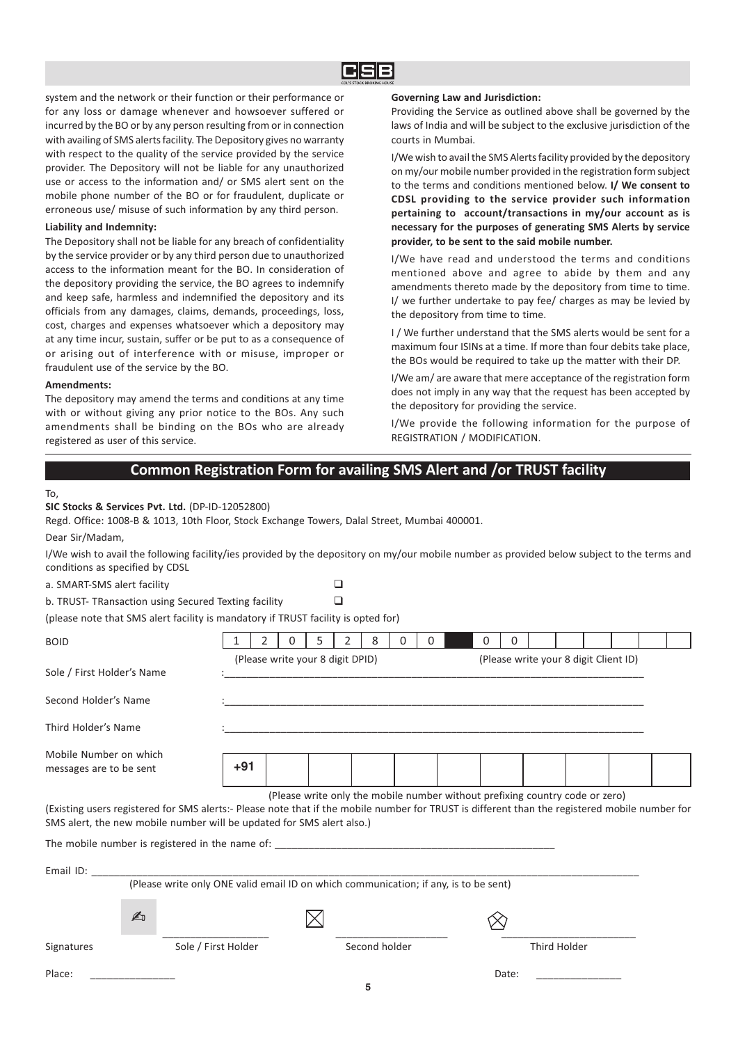system and the network or their function or their performance or for any loss or damage whenever and howsoever suffered or incurred by the BO or by any person resulting from or in connection with availing of SMS alerts facility. The Depository gives no warranty with respect to the quality of the service provided by the service provider. The Depository will not be liable for any unauthorized use or access to the information and/ or SMS alert sent on the mobile phone number of the BO or for fraudulent, duplicate or erroneous use/ misuse of such information by any third person.

**Liability and Indemnity:**

The Depository shall not be liable for any breach of confidentiality by the service provider or by any third person due to unauthorized access to the information meant for the BO. In consideration of the depository providing the service, the BO agrees to indemnify and keep safe, harmless and indemnified the depository and its officials from any damages, claims, demands, proceedings, loss, cost, charges and expenses whatsoever which a depository may at any time incur, sustain, suffer or be put to as a consequence of or arising out of interference with or misuse, improper or fraudulent use of the service by the BO.

**Amendments:**

The depository may amend the terms and conditions at any time with or without giving any prior notice to the BOs. Any such amendments shall be binding on the BOs who are already registered as user of this service.

**Governing Law and Jurisdiction:**

Providing the Service as outlined above shall be governed by the laws of India and will be subject to the exclusive jurisdiction of the courts in Mumbai.

I/We wish to avail the SMS Alerts facility provided by the depository on my/our mobile number provided in the registration form subject to the terms and conditions mentioned below. **I/ We consent to CDSL providing to the service provider such information pertaining to account/transactions in my/our account as is necessary for the purposes of generating SMS Alerts by service provider, to be sent to the said mobile number.**

I/We have read and understood the terms and conditions mentioned above and agree to abide by them and any amendments thereto made by the depository from time to time. I/ we further undertake to pay fee/ charges as may be levied by the depository from time to time.

I / We further understand that the SMS alerts would be sent for a maximum four ISINs at a time. If more than four debits take place, the BOs would be required to take up the matter with their DP.

I/We am/ are aware that mere acceptance of the registration form does not imply in any way that the request has been accepted by the depository for providing the service.

I/We provide the following information for the purpose of REGISTRATION / MODIFICATION.

## Common Registration Form for availing SMS Alert and /or TRUST facility

To,

**SIC Stocks & Services Pvt. Ltd.** (DP-ID-12052800)

Regd. Office: 1008-B & 1013, 10th Floor, Stock Exchange Towers, Dalal Street, Mumbai 400001.

Dear Sir/Madam,

I/We wish to avail the following facility/ies provided by the depository on my/our mobile number as provided below subject to the terms and conditions as specified by CDSL

a. SMART-SMS alert facility ☐

b. TRUST- TRansaction using Secured Texting facility ☐

(please note that SMS alert facility is mandatory if TRUST facility is opted for)

| | | | | | | | | | | | | | | | | | |
|---|---|---|---|---|---|---|---|---|---|---|---|---|---|---|---|---|---|
| BOID | 1 | 2 | 0 | 5 | 2 | 8 | 0 | 0 | | 0 | 0 | | | | | | |

(Please write your 8 digit DPID) (Please write your 8 digit Client ID)

Sole / First Holder's Name :_______________________________________________

Second Holder's Name :_______________________________________________

Third Holder's Name :_______________________________________________

| | | | | | | | | | | |
|---|---|---|---|---|---|---|---|---|---|---|
| Mobile Number on which messages are to be sent | +91 | | | | | | | | | |

(Please write only the mobile number without prefixing country code or zero)

(Existing users registered for SMS alerts:- Please note that if the mobile number for TRUST is different than the registered mobile number for SMS alert, the new mobile number will be updated for SMS alert also.)

The mobile number is registered in the name of: _______________________________________________

Email ID: _______________________________________________

(Please write only ONE valid email ID on which communication; if any, is to be sent)

Signatures ____________________ ____________________ ____________________

Sole / First Holder Second holder Third Holder

Place: _______________ Date: _______________